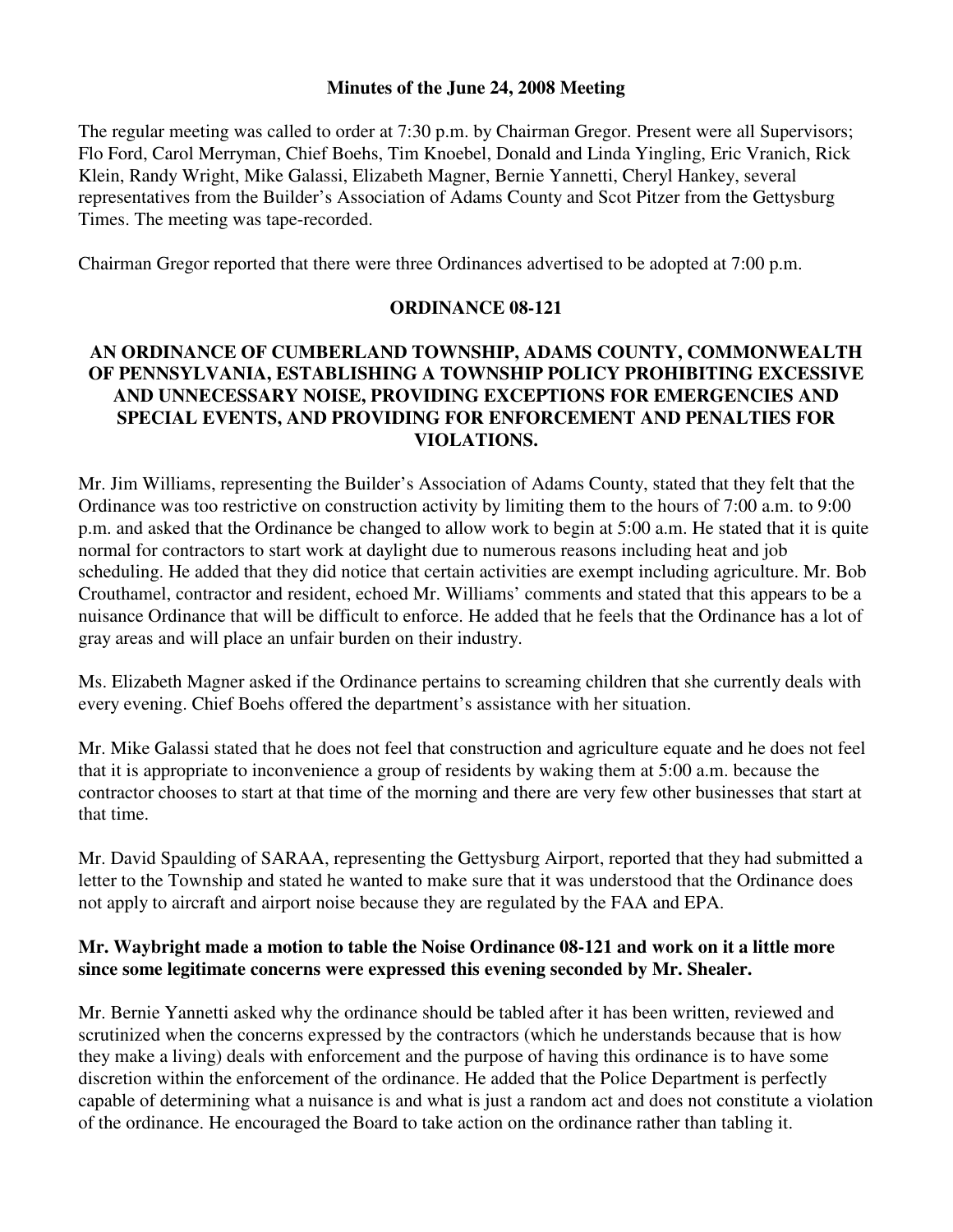**Minutes of the June 24, 2008 Meeting**

The regular meeting was called to order at 7:30 p.m. by Chairman Gregor. Present were all Supervisors; Flo Ford, Carol Merryman, Chief Boehs, Tim Knoebel, Donald and Linda Yingling, Eric Vranich, Rick Klein, Randy Wright, Mike Galassi, Elizabeth Magner, Bernie Yannetti, Cheryl Hankey, several representatives from the Builder's Association of Adams County and Scot Pitzer from the Gettysburg Times. The meeting was tape-recorded.

Chairman Gregor reported that there were three Ordinances advertised to be adopted at 7:00 p.m.

**ORDINANCE 08-121**

**AN ORDINANCE OF CUMBERLAND TOWNSHIP, ADAMS COUNTY, COMMONWEALTH OF PENNSYLVANIA, ESTABLISHING A TOWNSHIP POLICY PROHIBITING EXCESSIVE AND UNNECESSARY NOISE, PROVIDING EXCEPTIONS FOR EMERGENCIES AND SPECIAL EVENTS, AND PROVIDING FOR ENFORCEMENT AND PENALTIES FOR VIOLATIONS.**

Mr. Jim Williams, representing the Builder's Association of Adams County, stated that they felt that the Ordinance was too restrictive on construction activity by limiting them to the hours of 7:00 a.m. to 9:00 p.m. and asked that the Ordinance be changed to allow work to begin at 5:00 a.m. He stated that it is quite normal for contractors to start work at daylight due to numerous reasons including heat and job scheduling. He added that they did notice that certain activities are exempt including agriculture. Mr. Bob Crouthamel, contractor and resident, echoed Mr. Williams' comments and stated that this appears to be a nuisance Ordinance that will be difficult to enforce. He added that he feels that the Ordinance has a lot of gray areas and will place an unfair burden on their industry.

Ms. Elizabeth Magner asked if the Ordinance pertains to screaming children that she currently deals with every evening. Chief Boehs offered the department's assistance with her situation.

Mr. Mike Galassi stated that he does not feel that construction and agriculture equate and he does not feel that it is appropriate to inconvenience a group of residents by waking them at 5:00 a.m. because the contractor chooses to start at that time of the morning and there are very few other businesses that start at that time.

Mr. David Spaulding of SARAA, representing the Gettysburg Airport, reported that they had submitted a letter to the Township and stated he wanted to make sure that it was understood that the Ordinance does not apply to aircraft and airport noise because they are regulated by the FAA and EPA.

**Mr. Waybright made a motion to table the Noise Ordinance 08-121 and work on it a little more since some legitimate concerns were expressed this evening seconded by Mr. Shealer.**

Mr. Bernie Yannetti asked why the ordinance should be tabled after it has been written, reviewed and scrutinized when the concerns expressed by the contractors (which he understands because that is how they make a living) deals with enforcement and the purpose of having this ordinance is to have some discretion within the enforcement of the ordinance. He added that the Police Department is perfectly capable of determining what a nuisance is and what is just a random act and does not constitute a violation of the ordinance. He encouraged the Board to take action on the ordinance rather than tabling it.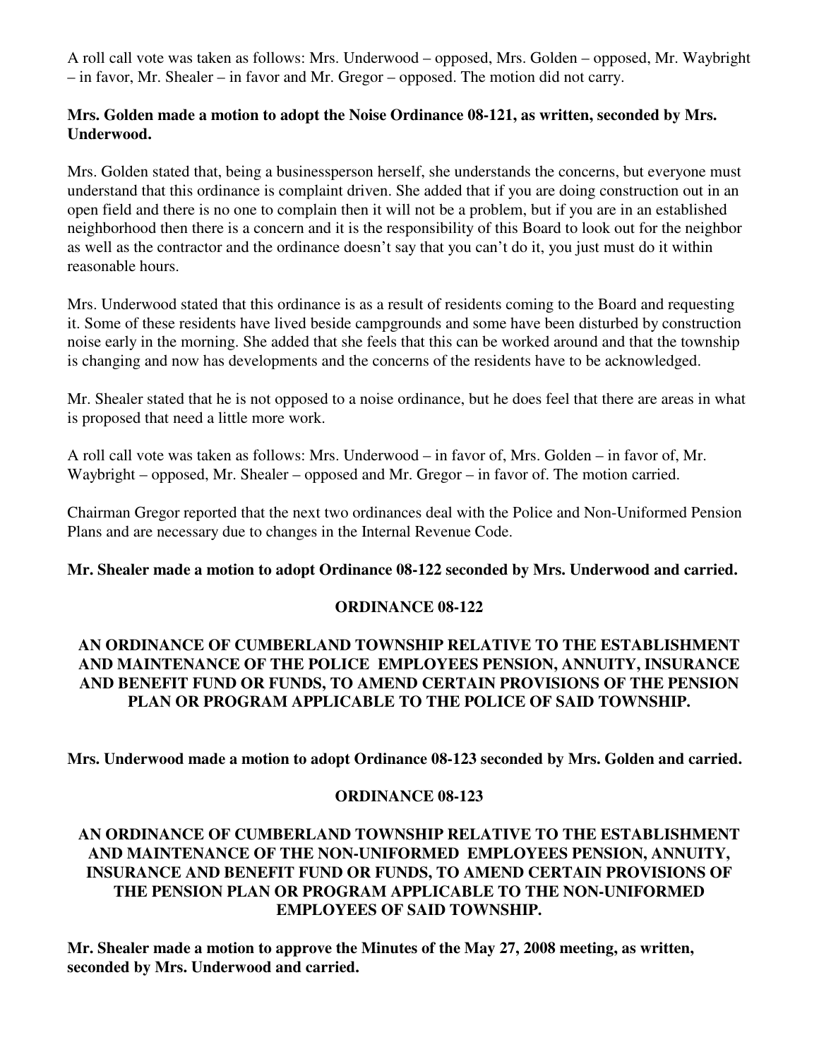A roll call vote was taken as follows: Mrs. Underwood – opposed, Mrs. Golden – opposed, Mr. Waybright – in favor, Mr. Shealer – in favor and Mr. Gregor – opposed. The motion did not carry.

**Mrs. Golden made a motion to adopt the Noise Ordinance 08-121, as written, seconded by Mrs. Underwood.**

Mrs. Golden stated that, being a businessperson herself, she understands the concerns, but everyone must understand that this ordinance is complaint driven. She added that if you are doing construction out in an open field and there is no one to complain then it will not be a problem, but if you are in an established neighborhood then there is a concern and it is the responsibility of this Board to look out for the neighbor as well as the contractor and the ordinance doesn't say that you can't do it, you just must do it within reasonable hours.

Mrs. Underwood stated that this ordinance is as a result of residents coming to the Board and requesting it. Some of these residents have lived beside campgrounds and some have been disturbed by construction noise early in the morning. She added that she feels that this can be worked around and that the township is changing and now has developments and the concerns of the residents have to be acknowledged.

Mr. Shealer stated that he is not opposed to a noise ordinance, but he does feel that there are areas in what is proposed that need a little more work.

A roll call vote was taken as follows: Mrs. Underwood – in favor of, Mrs. Golden – in favor of, Mr. Waybright – opposed, Mr. Shealer – opposed and Mr. Gregor – in favor of. The motion carried.

Chairman Gregor reported that the next two ordinances deal with the Police and Non-Uniformed Pension Plans and are necessary due to changes in the Internal Revenue Code.

**Mr. Shealer made a motion to adopt Ordinance 08-122 seconded by Mrs. Underwood and carried.**

**ORDINANCE 08-122**

**AN ORDINANCE OF CUMBERLAND TOWNSHIP RELATIVE TO THE ESTABLISHMENT AND MAINTENANCE OF THE POLICE EMPLOYEES PENSION, ANNUITY, INSURANCE AND BENEFIT FUND OR FUNDS, TO AMEND CERTAIN PROVISIONS OF THE PENSION PLAN OR PROGRAM APPLICABLE TO THE POLICE OF SAID TOWNSHIP.**

**Mrs. Underwood made a motion to adopt Ordinance 08-123 seconded by Mrs. Golden and carried.**

**ORDINANCE 08-123**

**AN ORDINANCE OF CUMBERLAND TOWNSHIP RELATIVE TO THE ESTABLISHMENT AND MAINTENANCE OF THE NON-UNIFORMED EMPLOYEES PENSION, ANNUITY, INSURANCE AND BENEFIT FUND OR FUNDS, TO AMEND CERTAIN PROVISIONS OF THE PENSION PLAN OR PROGRAM APPLICABLE TO THE NON-UNIFORMED EMPLOYEES OF SAID TOWNSHIP.**

**Mr. Shealer made a motion to approve the Minutes of the May 27, 2008 meeting, as written, seconded by Mrs. Underwood and carried.**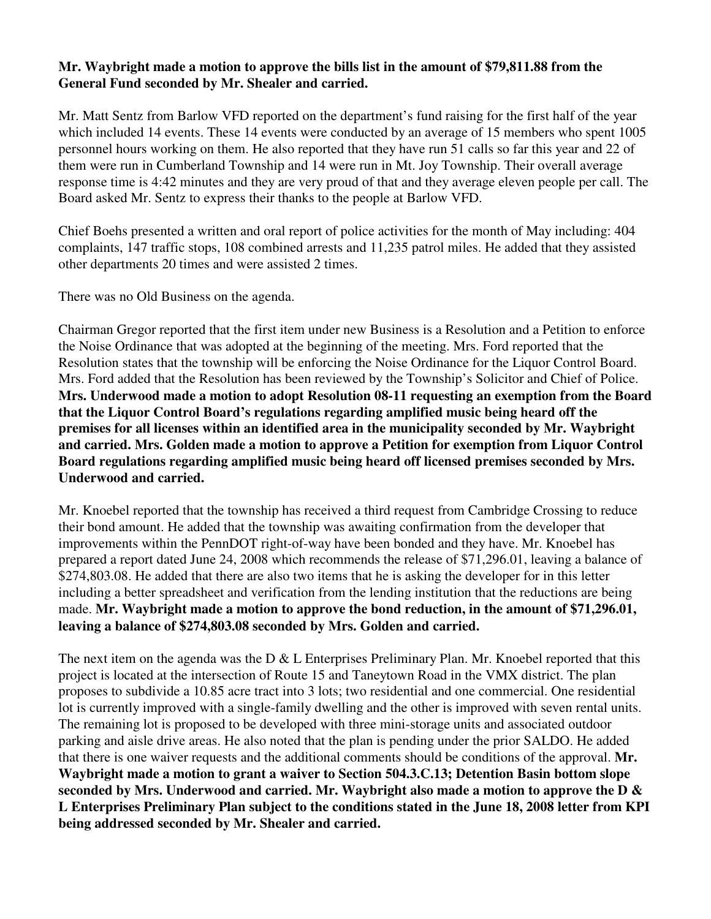**Mr. Waybright made a motion to approve the bills list in the amount of $79,811.88 from the General Fund seconded by Mr. Shealer and carried.**

Mr. Matt Sentz from Barlow VFD reported on the department's fund raising for the first half of the year which included 14 events. These 14 events were conducted by an average of 15 members who spent 1005 personnel hours working on them. He also reported that they have run 51 calls so far this year and 22 of them were run in Cumberland Township and 14 were run in Mt. Joy Township. Their overall average response time is 4:42 minutes and they are very proud of that and they average eleven people per call. The Board asked Mr. Sentz to express their thanks to the people at Barlow VFD.

Chief Boehs presented a written and oral report of police activities for the month of May including: 404 complaints, 147 traffic stops, 108 combined arrests and 11,235 patrol miles. He added that they assisted other departments 20 times and were assisted 2 times.

There was no Old Business on the agenda.

Chairman Gregor reported that the first item under new Business is a Resolution and a Petition to enforce the Noise Ordinance that was adopted at the beginning of the meeting. Mrs. Ford reported that the Resolution states that the township will be enforcing the Noise Ordinance for the Liquor Control Board. Mrs. Ford added that the Resolution has been reviewed by the Township's Solicitor and Chief of Police. **Mrs. Underwood made a motion to adopt Resolution 08-11 requesting an exemption from the Board that the Liquor Control Board's regulations regarding amplified music being heard off the premises for all licenses within an identified area in the municipality seconded by Mr. Waybright and carried. Mrs. Golden made a motion to approve a Petition for exemption from Liquor Control Board regulations regarding amplified music being heard off licensed premises seconded by Mrs. Underwood and carried.**

Mr. Knoebel reported that the township has received a third request from Cambridge Crossing to reduce their bond amount. He added that the township was awaiting confirmation from the developer that improvements within the PennDOT right-of-way have been bonded and they have. Mr. Knoebel has prepared a report dated June 24, 2008 which recommends the release of $71,296.01, leaving a balance of $274,803.08. He added that there are also two items that he is asking the developer for in this letter including a better spreadsheet and verification from the lending institution that the reductions are being made. **Mr. Waybright made a motion to approve the bond reduction, in the amount of $71,296.01, leaving a balance of $274,803.08 seconded by Mrs. Golden and carried.**

The next item on the agenda was the D & L Enterprises Preliminary Plan. Mr. Knoebel reported that this project is located at the intersection of Route 15 and Taneytown Road in the VMX district. The plan proposes to subdivide a 10.85 acre tract into 3 lots; two residential and one commercial. One residential lot is currently improved with a single-family dwelling and the other is improved with seven rental units. The remaining lot is proposed to be developed with three mini-storage units and associated outdoor parking and aisle drive areas. He also noted that the plan is pending under the prior SALDO. He added that there is one waiver requests and the additional comments should be conditions of the approval. **Mr. Waybright made a motion to grant a waiver to Section 504.3.C.13; Detention Basin bottom slope seconded by Mrs. Underwood and carried. Mr. Waybright also made a motion to approve the D & L Enterprises Preliminary Plan subject to the conditions stated in the June 18, 2008 letter from KPI being addressed seconded by Mr. Shealer and carried.**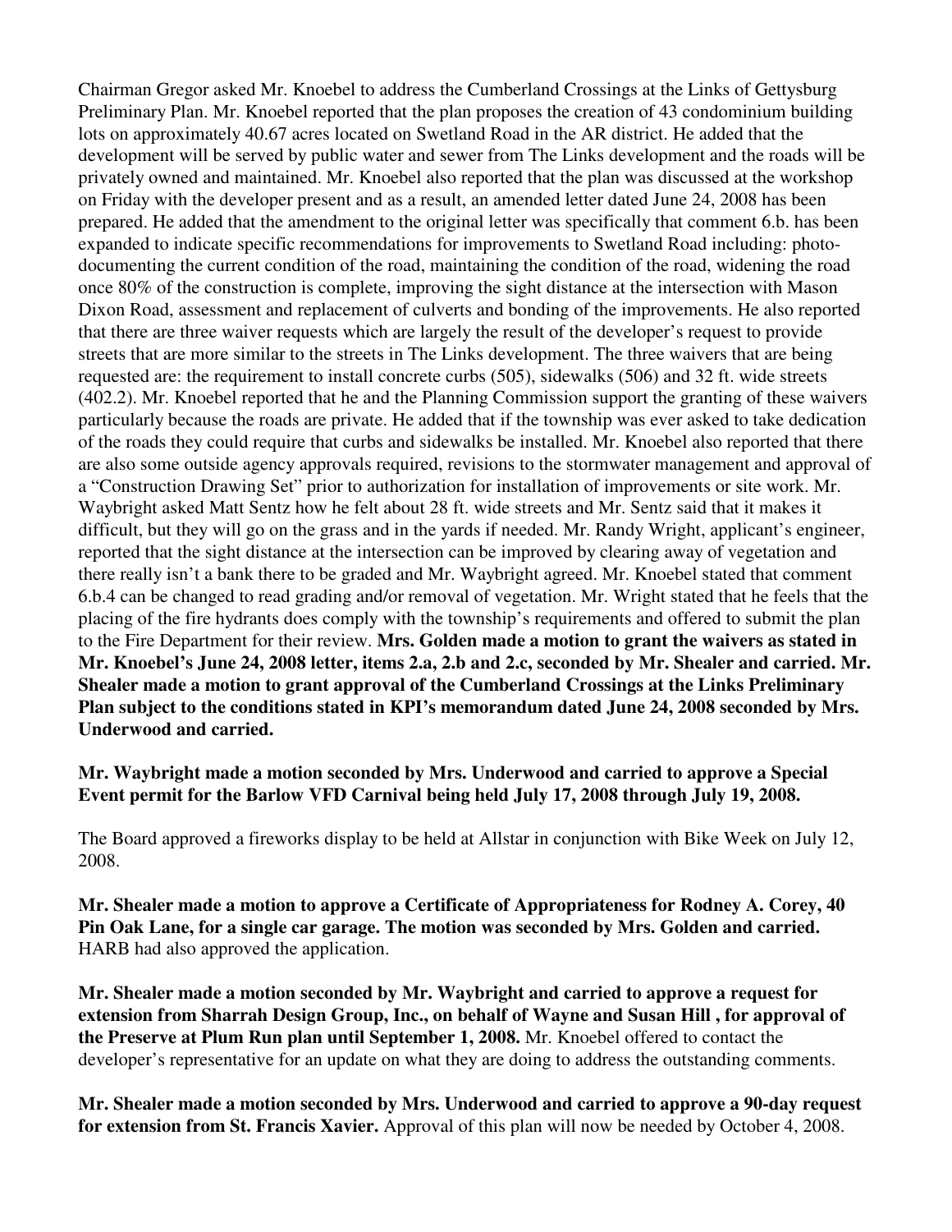Chairman Gregor asked Mr. Knoebel to address the Cumberland Crossings at the Links of Gettysburg Preliminary Plan. Mr. Knoebel reported that the plan proposes the creation of 43 condominium building lots on approximately 40.67 acres located on Swetland Road in the AR district. He added that the development will be served by public water and sewer from The Links development and the roads will be privately owned and maintained. Mr. Knoebel also reported that the plan was discussed at the workshop on Friday with the developer present and as a result, an amended letter dated June 24, 2008 has been prepared. He added that the amendment to the original letter was specifically that comment 6.b. has been expanded to indicate specific recommendations for improvements to Swetland Road including: photo-documenting the current condition of the road, maintaining the condition of the road, widening the road once 80% of the construction is complete, improving the sight distance at the intersection with Mason Dixon Road, assessment and replacement of culverts and bonding of the improvements. He also reported that there are three waiver requests which are largely the result of the developer's request to provide streets that are more similar to the streets in The Links development. The three waivers that are being requested are: the requirement to install concrete curbs (505), sidewalks (506) and 32 ft. wide streets (402.2). Mr. Knoebel reported that he and the Planning Commission support the granting of these waivers particularly because the roads are private. He added that if the township was ever asked to take dedication of the roads they could require that curbs and sidewalks be installed. Mr. Knoebel also reported that there are also some outside agency approvals required, revisions to the stormwater management and approval of a "Construction Drawing Set" prior to authorization for installation of improvements or site work. Mr. Waybright asked Matt Sentz how he felt about 28 ft. wide streets and Mr. Sentz said that it makes it difficult, but they will go on the grass and in the yards if needed. Mr. Randy Wright, applicant's engineer, reported that the sight distance at the intersection can be improved by clearing away of vegetation and there really isn't a bank there to be graded and Mr. Waybright agreed. Mr. Knoebel stated that comment 6.b.4 can be changed to read grading and/or removal of vegetation. Mr. Wright stated that he feels that the placing of the fire hydrants does comply with the township's requirements and offered to submit the plan to the Fire Department for their review. **Mrs. Golden made a motion to grant the waivers as stated in Mr. Knoebel's June 24, 2008 letter, items 2.a, 2.b and 2.c, seconded by Mr. Shealer and carried. Mr. Shealer made a motion to grant approval of the Cumberland Crossings at the Links Preliminary Plan subject to the conditions stated in KPI's memorandum dated June 24, 2008 seconded by Mrs. Underwood and carried.**

**Mr. Waybright made a motion seconded by Mrs. Underwood and carried to approve a Special Event permit for the Barlow VFD Carnival being held July 17, 2008 through July 19, 2008.**

The Board approved a fireworks display to be held at Allstar in conjunction with Bike Week on July 12, 2008.

**Mr. Shealer made a motion to approve a Certificate of Appropriateness for Rodney A. Corey, 40 Pin Oak Lane, for a single car garage. The motion was seconded by Mrs. Golden and carried.** HARB had also approved the application.

**Mr. Shealer made a motion seconded by Mr. Waybright and carried to approve a request for extension from Sharrah Design Group, Inc., on behalf of Wayne and Susan Hill , for approval of the Preserve at Plum Run plan until September 1, 2008.** Mr. Knoebel offered to contact the developer's representative for an update on what they are doing to address the outstanding comments.

**Mr. Shealer made a motion seconded by Mrs. Underwood and carried to approve a 90-day request for extension from St. Francis Xavier.** Approval of this plan will now be needed by October 4, 2008.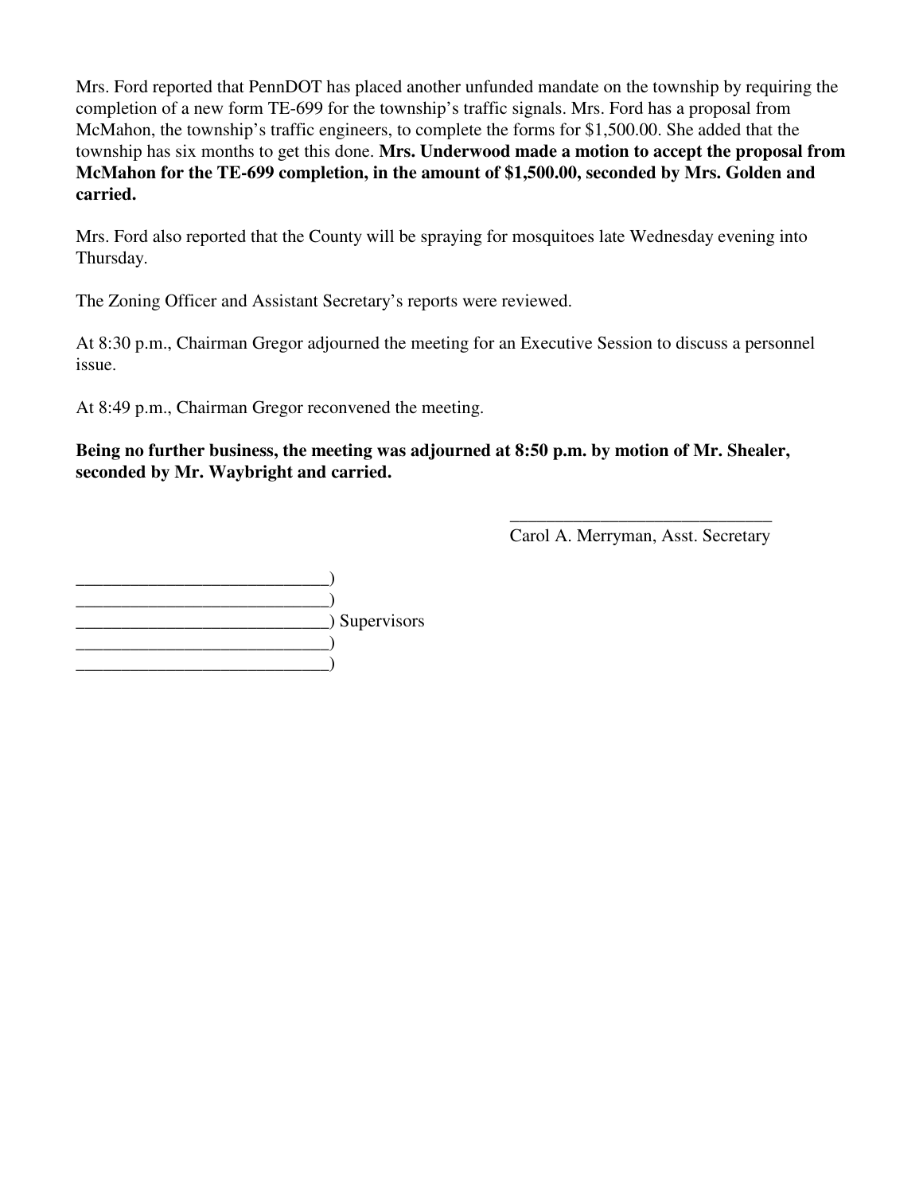Mrs. Ford reported that PennDOT has placed another unfunded mandate on the township by requiring the completion of a new form TE-699 for the township's traffic signals. Mrs. Ford has a proposal from McMahon, the township's traffic engineers, to complete the forms for $1,500.00. She added that the township has six months to get this done. **Mrs. Underwood made a motion to accept the proposal from McMahon for the TE-699 completion, in the amount of $1,500.00, seconded by Mrs. Golden and carried.**

Mrs. Ford also reported that the County will be spraying for mosquitoes late Wednesday evening into Thursday.

The Zoning Officer and Assistant Secretary's reports were reviewed.

At 8:30 p.m., Chairman Gregor adjourned the meeting for an Executive Session to discuss a personnel issue.

At 8:49 p.m., Chairman Gregor reconvened the meeting.

**Being no further business, the meeting was adjourned at 8:50 p.m. by motion of Mr. Shealer, seconded by Mr. Waybright and carried.**

_____________________________
Carol A. Merryman, Asst. Secretary

____________________________)
____________________________)
____________________________) Supervisors
____________________________)
____________________________)